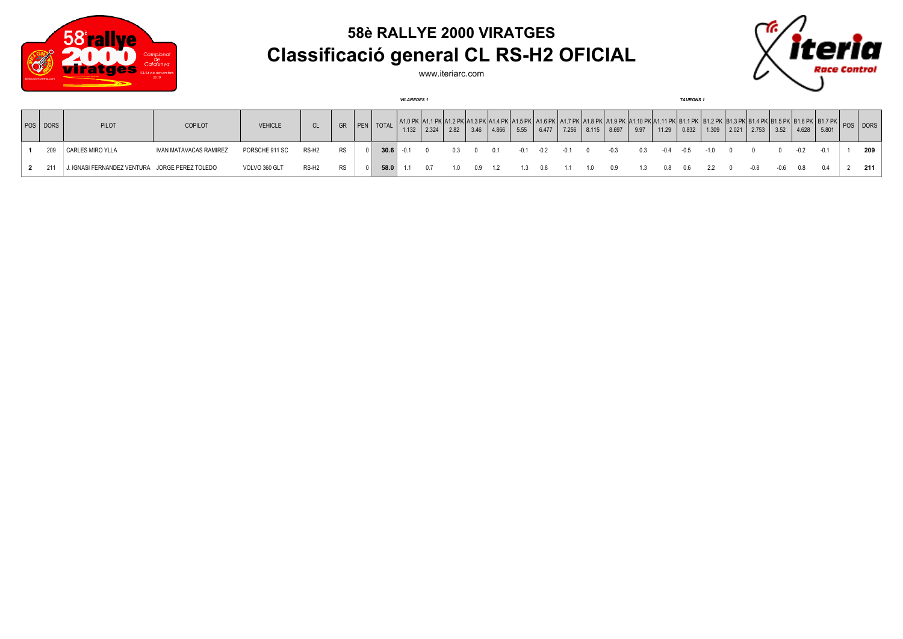# 58è RALLYE 2000 VIRATGES

## Classificació general CL RS-H2 OFICIAL

www.iteriarc.com

*VILAREDES 1* | *TAURONS 1*

| POS | DORS | PILOT | COPILOT | VEHICLE | CL | GR | PEN | TOTAL | A1.0 PK 1.132 | A1.1 PK 2.324 | A1.2 PK 2.82 | A1.3 PK 3.46 | A1.4 PK 4.866 | A1.5 PK 5.55 | A1.6 PK 6.477 | A1.7 PK 7.256 | A1.8 PK 8.115 | A1.9 PK 8.697 | A1.10 PK 9.97 | A1.11 PK 11.29 | B1.1 PK 0.832 | B1.2 PK 1.309 | B1.3 PK 2.021 | B1.4 PK 2.753 | B1.5 PK 3.52 | B1.6 PK 4.628 | B1.7 PK 5.801 | POS | DORS |
|---|---|---|---|---|---|---|---|---|---|---|---|---|---|---|---|---|---|---|---|---|---|---|---|---|---|---|---|---|---|
| **1** | 209 | CARLES MIRO YLLA | IVAN MATAVACAS RAMIREZ | PORSCHE 911 SC | RS-H2 | RS | 0 | **30.6** | -0.1 | 0 | 0.3 | 0 | 0.1 | -0.1 | -0.2 | -0.1 | 0 | -0.3 | 0.3 | -0.4 | -0.5 | -1.0 | 0 | 0 | 0 | -0.2 | -0.1 | 1 | **209** |
| **2** | 211 | J. IGNASI FERNANDEZ VENTURA | JORGE PEREZ TOLEDO | VOLVO 360 GLT | RS-H2 | RS | 0 | **58.0** | 1.1 | 0.7 | 1.0 | 0.9 | 1.2 | 1.3 | 0.8 | 1.1 | 1.0 | 0.9 | 1.3 | 0.8 | 0.6 | 2.2 | 0 | -0.8 | -0.6 | 0.8 | 0.4 | 2 | **211** |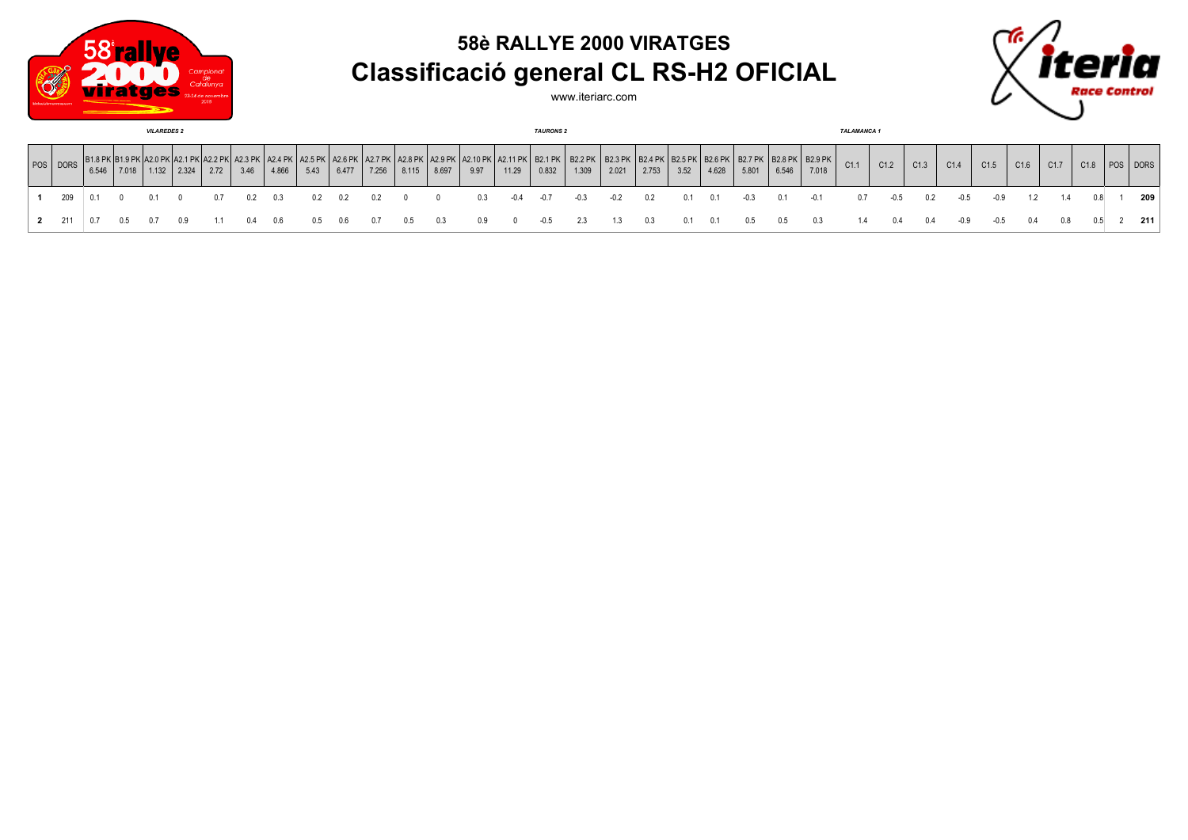# 58è RALLYE 2000 VIRATGES

## Classificació general CL RS-H2 OFICIAL

www.iteriarc.com

*VILAREDES 2* *TAURONS 2* *TALAMANCA 1*

| POS | DORS | B1.8 PK 6.546 | B1.9 PK 7.018 | A2.0 PK 1.132 | A2.1 PK 2.324 | A2.2 PK 2.72 | A2.3 PK 3.46 | A2.4 PK 4.866 | A2.5 PK 5.43 | A2.6 PK 6.477 | A2.7 PK 7.256 | A2.8 PK 8.115 | A2.9 PK 8.697 | A2.10 PK 9.97 | A2.11 PK 11.29 | B2.1 PK 0.832 | B2.2 PK 1.309 | B2.3 PK 2.021 | B2.4 PK 2.753 | B2.5 PK 3.52 | B2.6 PK 4.628 | B2.7 PK 5.801 | B2.8 PK 6.546 | B2.9 PK 7.018 | C1.1 | C1.2 | C1.3 | C1.4 | C1.5 | C1.6 | C1.7 | C1.8 | POS | DORS |
|---|---|---|---|---|---|---|---|---|---|---|---|---|---|---|---|---|---|---|---|---|---|---|---|---|---|---|---|---|---|---|---|---|---|---|
| **1** | 209 | 0.1 | 0 | 0.1 | 0 | 0.7 | 0.2 | 0.3 | 0.2 | 0.2 | 0.2 | 0 | 0 | 0.3 | -0.4 | -0.7 | -0.3 | -0.2 | 0.2 | 0.1 | 0.1 | -0.3 | 0.1 | -0.1 | 0.7 | -0.5 | 0.2 | -0.5 | -0.9 | 1.2 | 1.4 | 0.8 | 1 | **209** |
| **2** | 211 | 0.7 | 0.5 | 0.7 | 0.9 | 1.1 | 0.4 | 0.6 | 0.5 | 0.6 | 0.7 | 0.5 | 0.3 | 0.9 | 0 | -0.5 | 2.3 | 1.3 | 0.3 | 0.1 | 0.1 | 0.5 | 0.5 | 0.3 | 1.4 | 0.4 | 0.4 | -0.9 | -0.5 | 0.4 | 0.8 | 0.5 | 2 | **211** |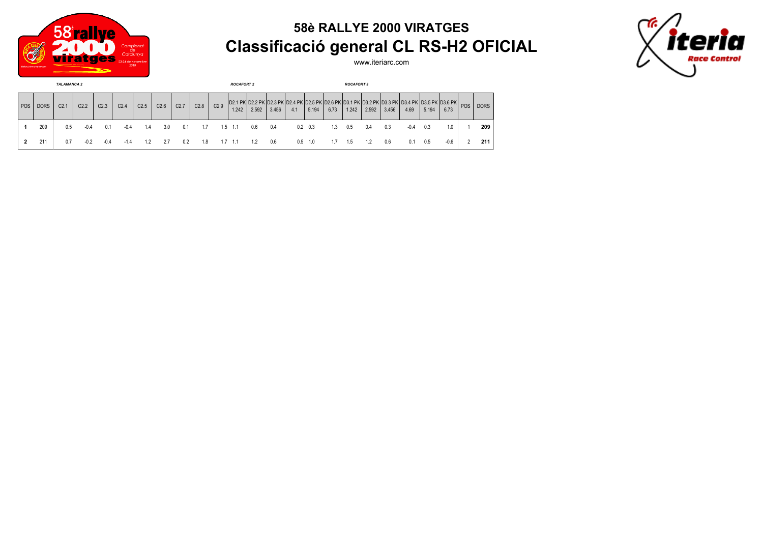# 58è RALLYE 2000 VIRATGES

## Classificació general CL RS-H2 OFICIAL

www.iteriarc.com

| | | *TALAMANCA 2* | | | | | | | | | *ROCAFORT 2* | | | | | | *ROCAFORT 3* | | | | | | | |
|---|---|---|---|---|---|---|---|---|---|---|---|---|---|---|---|---|---|---|---|---|---|---|---|---|
| POS | DORS | C2.1 | C2.2 | C2.3 | C2.4 | C2.5 | C2.6 | C2.7 | C2.8 | C2.9 | D2.1 PK 1.242 | D2.2 PK 2.592 | D2.3 PK 3.456 | D2.4 PK 4.1 | D2.5 PK 5.194 | D2.6 PK 6.73 | D3.1 PK 1.242 | D3.2 PK 2.592 | D3.3 PK 3.456 | D3.4 PK 4.69 | D3.5 PK 5.194 | D3.6 PK 6.73 | POS | DORS |
| **1** | 209 | 0.5 | -0.4 | 0.1 | -0.4 | 1.4 | 3.0 | 0.1 | 1.7 | 1.5 | 1.1 | 0.6 | 0.4 | 0.2 | 0.3 | 1.3 | 0.5 | 0.4 | 0.3 | -0.4 | 0.3 | 1.0 | 1 | **209** |
| **2** | 211 | 0.7 | -0.2 | -0.4 | -1.4 | 1.2 | 2.7 | 0.2 | 1.8 | 1.7 | 1.1 | 1.2 | 0.6 | 0.5 | 1.0 | 1.7 | 1.5 | 1.2 | 0.6 | 0.1 | 0.5 | -0.6 | 2 | **211** |